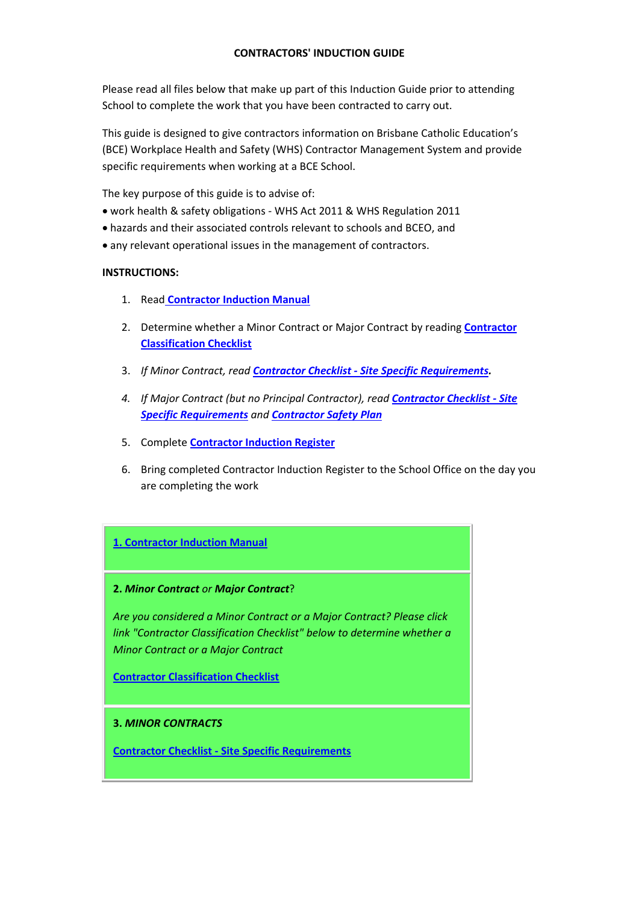# CONTRACTORS' INDUCTION GUIDE

Please read all files below that make up part of this Induction Guide prior to attending School to complete the work that you have been contracted to carry out.

This guide is designed to give contractors information on Brisbane Catholic Education's (BCE) Workplace Health and Safety (WHS) Contractor Management System and provide specific requirements when working at a BCE School.

The key purpose of this guide is to advise of:

- work health & safety obligations - WHS Act 2011 & WHS Regulation 2011
- hazards and their associated controls relevant to schools and BCEO, and
- any relevant operational issues in the management of contractors.

**INSTRUCTIONS:**

1. Read **Contractor Induction Manual**
2. Determine whether a Minor Contract or Major Contract by reading **Contractor Classification Checklist**
3. *If Minor Contract, read* ***Contractor Checklist - Site Specific Requirements*.**
4. *If Major Contract (but no Principal Contractor), read* ***Contractor Checklist - Site Specific Requirements*** *and* ***Contractor Safety Plan***
5. Complete **Contractor Induction Register**
6. Bring completed Contractor Induction Register to the School Office on the day you are completing the work

| |
|---|
| **1. Contractor Induction Manual** |
| **2. *Minor Contract*** *or* ***Major Contract***?<br><br>*Are you considered a Minor Contract or a Major Contract? Please click link "Contractor Classification Checklist" below to determine whether a Minor Contract or a Major Contract*<br><br>**Contractor Classification Checklist** |
| **3. *MINOR CONTRACTS***<br><br>**Contractor Checklist - Site Specific Requirements** |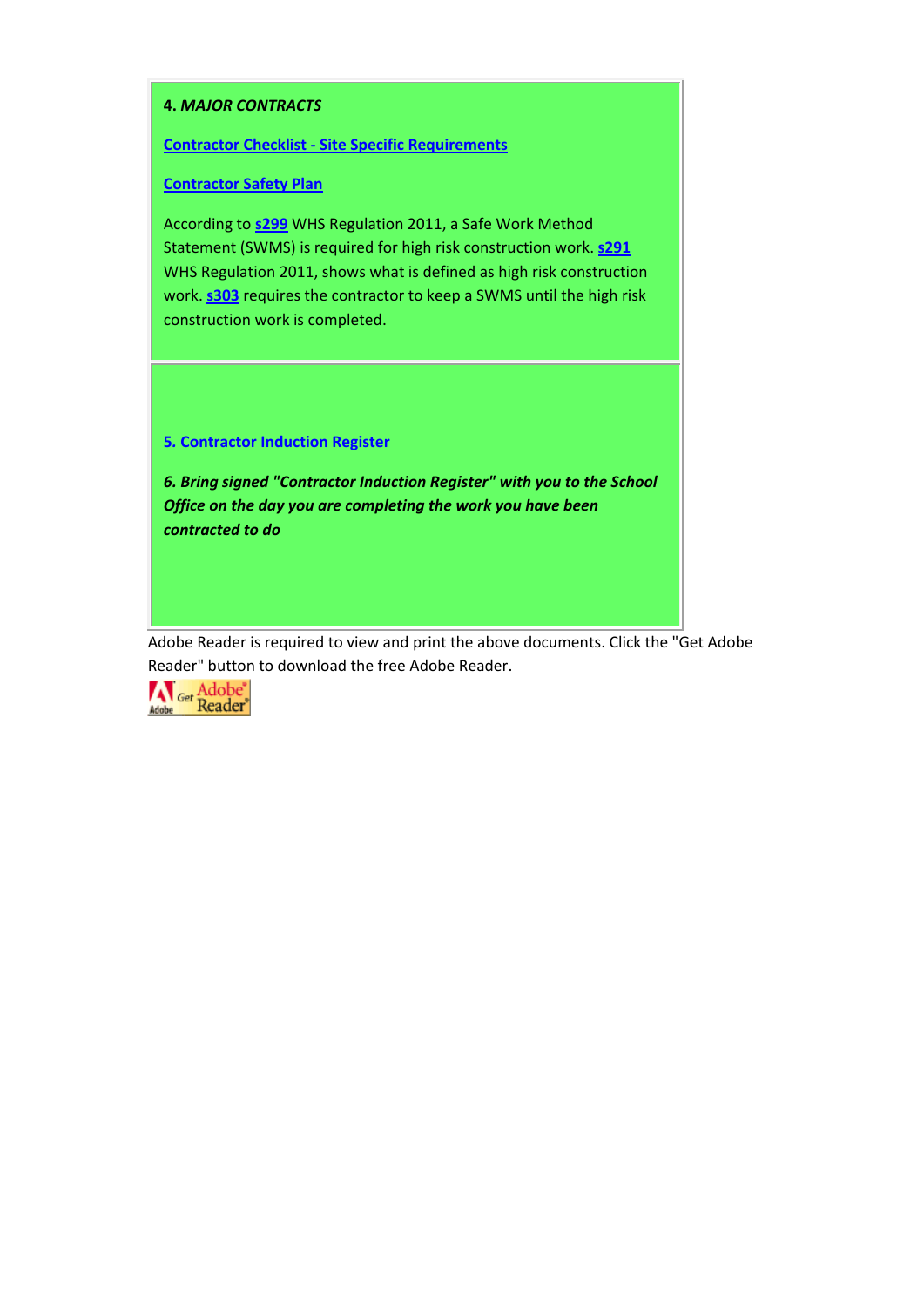**4. *MAJOR CONTRACTS***

Contractor Checklist - Site Specific Requirements

Contractor Safety Plan

According to s299 WHS Regulation 2011, a Safe Work Method Statement (SWMS) is required for high risk construction work. s291 WHS Regulation 2011, shows what is defined as high risk construction work. s303 requires the contractor to keep a SWMS until the high risk construction work is completed.

5. Contractor Induction Register

***6. Bring signed "Contractor Induction Register" with you to the School Office on the day you are completing the work you have been contracted to do***

Adobe Reader is required to view and print the above documents. Click the "Get Adobe Reader" button to download the free Adobe Reader.